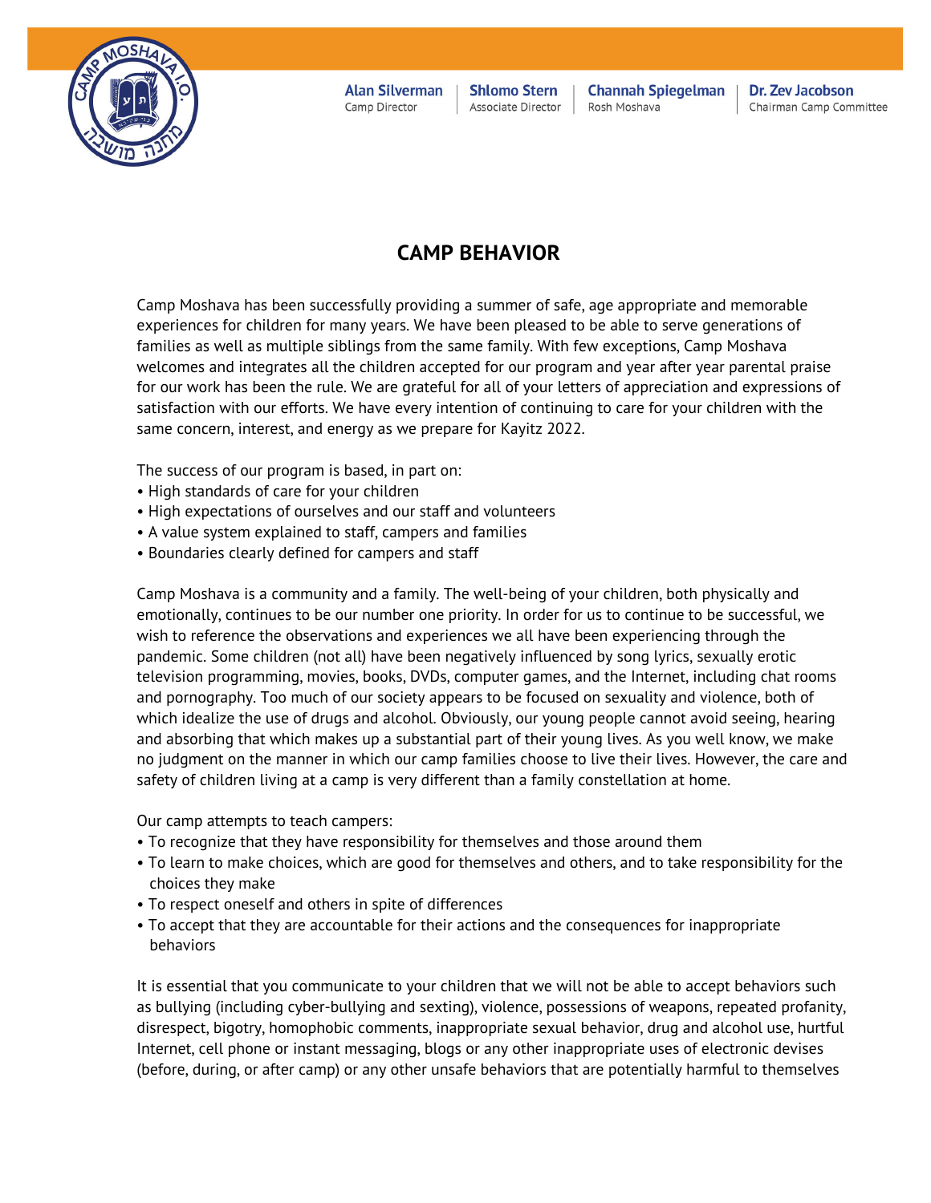Alan Silverman
Camp Director

Shlomo Stern
Associate Director

Channah Spiegelman
Rosh Moshava

Dr. Zev Jacobson
Chairman Camp Committee

# CAMP BEHAVIOR

Camp Moshava has been successfully providing a summer of safe, age appropriate and memorable experiences for children for many years. We have been pleased to be able to serve generations of families as well as multiple siblings from the same family. With few exceptions, Camp Moshava welcomes and integrates all the children accepted for our program and year after year parental praise for our work has been the rule. We are grateful for all of your letters of appreciation and expressions of satisfaction with our efforts. We have every intention of continuing to care for your children with the same concern, interest, and energy as we prepare for Kayitz 2022.

The success of our program is based, in part on:

- High standards of care for your children
- High expectations of ourselves and our staff and volunteers
- A value system explained to staff, campers and families
- Boundaries clearly defined for campers and staff

Camp Moshava is a community and a family. The well-being of your children, both physically and emotionally, continues to be our number one priority. In order for us to continue to be successful, we wish to reference the observations and experiences we all have been experiencing through the pandemic. Some children (not all) have been negatively influenced by song lyrics, sexually erotic television programming, movies, books, DVDs, computer games, and the Internet, including chat rooms and pornography. Too much of our society appears to be focused on sexuality and violence, both of which idealize the use of drugs and alcohol. Obviously, our young people cannot avoid seeing, hearing and absorbing that which makes up a substantial part of their young lives. As you well know, we make no judgment on the manner in which our camp families choose to live their lives. However, the care and safety of children living at a camp is very different than a family constellation at home.

Our camp attempts to teach campers:

- To recognize that they have responsibility for themselves and those around them
- To learn to make choices, which are good for themselves and others, and to take responsibility for the choices they make
- To respect oneself and others in spite of differences
- To accept that they are accountable for their actions and the consequences for inappropriate behaviors

It is essential that you communicate to your children that we will not be able to accept behaviors such as bullying (including cyber-bullying and sexting), violence, possessions of weapons, repeated profanity, disrespect, bigotry, homophobic comments, inappropriate sexual behavior, drug and alcohol use, hurtful Internet, cell phone or instant messaging, blogs or any other inappropriate uses of electronic devises (before, during, or after camp) or any other unsafe behaviors that are potentially harmful to themselves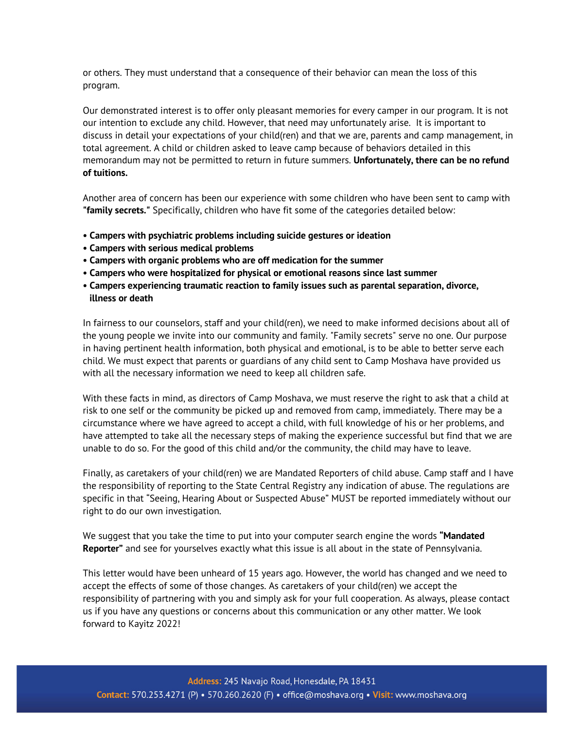or others. They must understand that a consequence of their behavior can mean the loss of this program.

Our demonstrated interest is to offer only pleasant memories for every camper in our program. It is not our intention to exclude any child. However, that need may unfortunately arise. It is important to discuss in detail your expectations of your child(ren) and that we are, parents and camp management, in total agreement. A child or children asked to leave camp because of behaviors detailed in this memorandum may not be permitted to return in future summers. **Unfortunately, there can be no refund of tuitions.**

Another area of concern has been our experience with some children who have been sent to camp with **"family secrets."** Specifically, children who have fit some of the categories detailed below:

- **Campers with psychiatric problems including suicide gestures or ideation**
- **Campers with serious medical problems**
- **Campers with organic problems who are off medication for the summer**
- **Campers who were hospitalized for physical or emotional reasons since last summer**
- **Campers experiencing traumatic reaction to family issues such as parental separation, divorce, illness or death**

In fairness to our counselors, staff and your child(ren), we need to make informed decisions about all of the young people we invite into our community and family. "Family secrets" serve no one. Our purpose in having pertinent health information, both physical and emotional, is to be able to better serve each child. We must expect that parents or guardians of any child sent to Camp Moshava have provided us with all the necessary information we need to keep all children safe.

With these facts in mind, as directors of Camp Moshava, we must reserve the right to ask that a child at risk to one self or the community be picked up and removed from camp, immediately. There may be a circumstance where we have agreed to accept a child, with full knowledge of his or her problems, and have attempted to take all the necessary steps of making the experience successful but find that we are unable to do so. For the good of this child and/or the community, the child may have to leave.

Finally, as caretakers of your child(ren) we are Mandated Reporters of child abuse. Camp staff and I have the responsibility of reporting to the State Central Registry any indication of abuse. The regulations are specific in that "Seeing, Hearing About or Suspected Abuse" MUST be reported immediately without our right to do our own investigation.

We suggest that you take the time to put into your computer search engine the words **"Mandated Reporter"** and see for yourselves exactly what this issue is all about in the state of Pennsylvania.

This letter would have been unheard of 15 years ago. However, the world has changed and we need to accept the effects of some of those changes. As caretakers of your child(ren) we accept the responsibility of partnering with you and simply ask for your full cooperation. As always, please contact us if you have any questions or concerns about this communication or any other matter. We look forward to Kayitz 2022!

**Address:** 245 Navajo Road, Honesdale, PA 18431
**Contact:** 570.253.4271 (P) • 570.260.2620 (F) • office@moshava.org • **Visit:** www.moshava.org